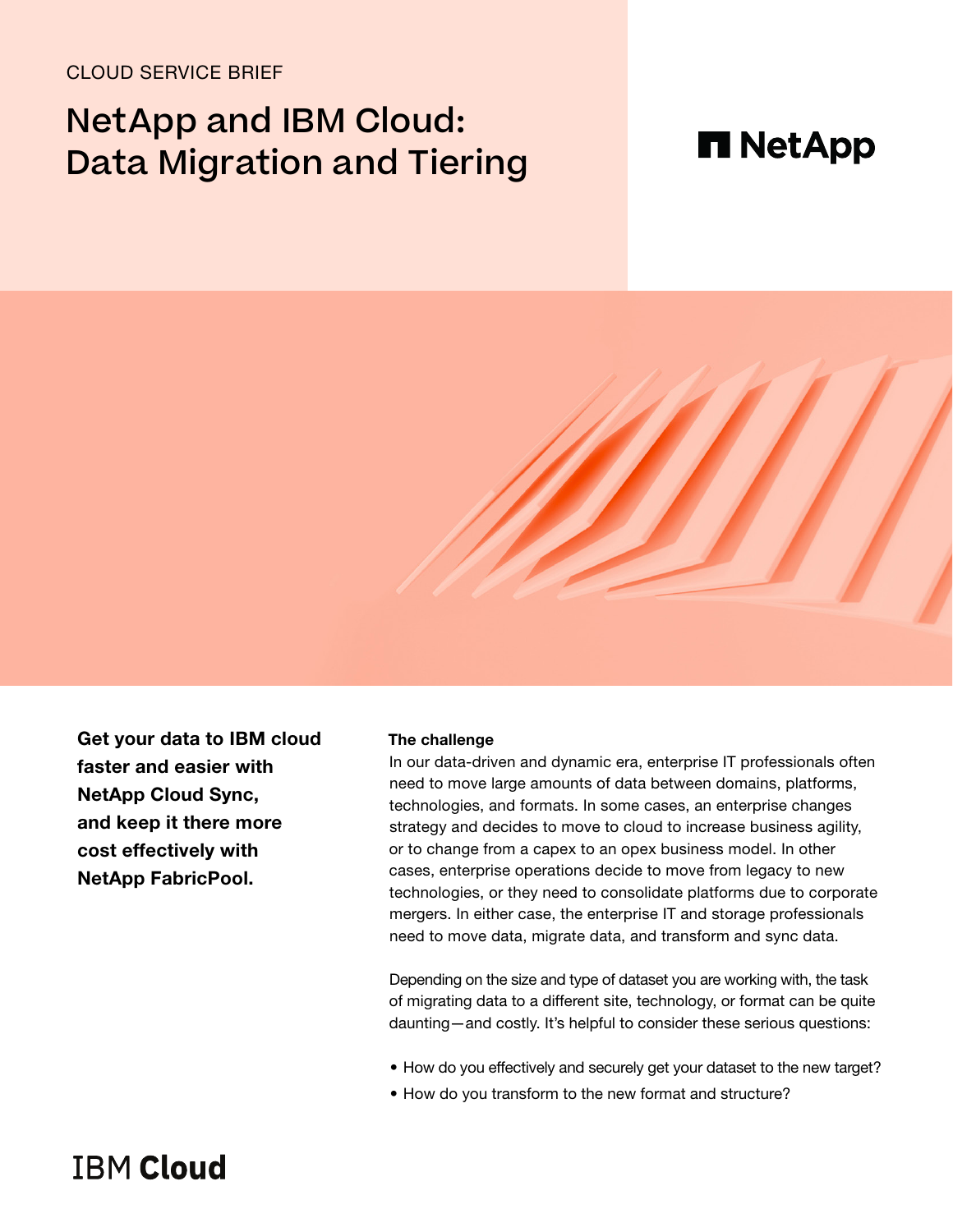CLOUD SERVICE BRIEF

# NetApp and IBM Cloud: Data Migration and Tiering

NetApp

**Get your data to IBM cloud faster and easier with NetApp Cloud Sync, and keep it there more cost effectively with NetApp FabricPool.**

### The challenge

In our data-driven and dynamic era, enterprise IT professionals often need to move large amounts of data between domains, platforms, technologies, and formats. In some cases, an enterprise changes strategy and decides to move to cloud to increase business agility, or to change from a capex to an opex business model. In other cases, enterprise operations decide to move from legacy to new technologies, or they need to consolidate platforms due to corporate mergers. In either case, the enterprise IT and storage professionals need to move data, migrate data, and transform and sync data.

Depending on the size and type of dataset you are working with, the task of migrating data to a different site, technology, or format can be quite daunting—and costly. It's helpful to consider these serious questions:

- How do you effectively and securely get your dataset to the new target?
- How do you transform to the new format and structure?

IBM Cloud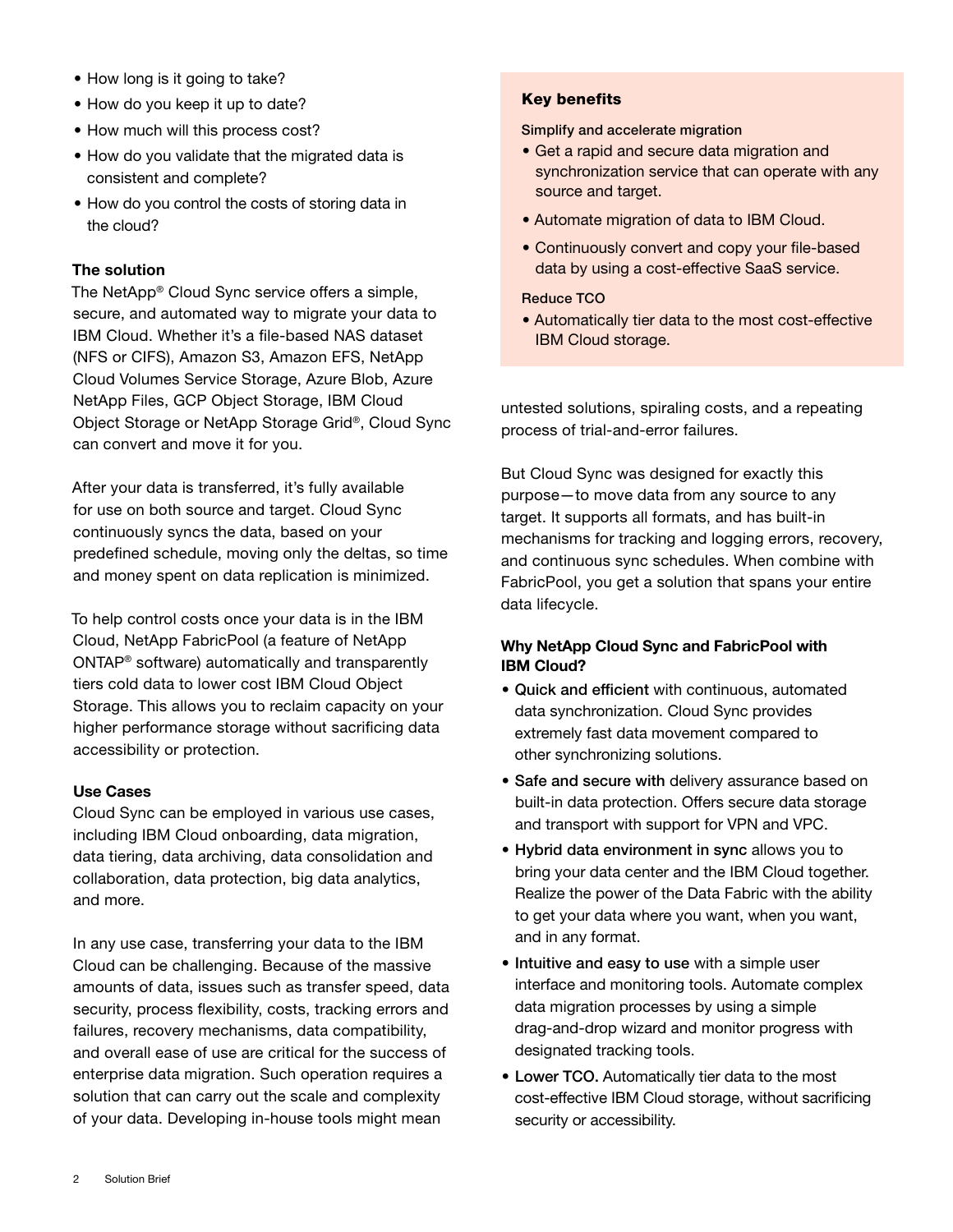- How long is it going to take?
- How do you keep it up to date?
- How much will this process cost?
- How do you validate that the migrated data is consistent and complete?
- How do you control the costs of storing data in the cloud?

### The solution

The NetApp® Cloud Sync service offers a simple, secure, and automated way to migrate your data to IBM Cloud. Whether it's a file-based NAS dataset (NFS or CIFS), Amazon S3, Amazon EFS, NetApp Cloud Volumes Service Storage, Azure Blob, Azure NetApp Files, GCP Object Storage, IBM Cloud Object Storage or NetApp Storage Grid®, Cloud Sync can convert and move it for you.

After your data is transferred, it's fully available for use on both source and target. Cloud Sync continuously syncs the data, based on your predefined schedule, moving only the deltas, so time and money spent on data replication is minimized.

To help control costs once your data is in the IBM Cloud, NetApp FabricPool (a feature of NetApp ONTAP® software) automatically and transparently tiers cold data to lower cost IBM Cloud Object Storage. This allows you to reclaim capacity on your higher performance storage without sacrificing data accessibility or protection.

### Use Cases

Cloud Sync can be employed in various use cases, including IBM Cloud onboarding, data migration, data tiering, data archiving, data consolidation and collaboration, data protection, big data analytics, and more.

In any use case, transferring your data to the IBM Cloud can be challenging. Because of the massive amounts of data, issues such as transfer speed, data security, process flexibility, costs, tracking errors and failures, recovery mechanisms, data compatibility, and overall ease of use are critical for the success of enterprise data migration. Such operation requires a solution that can carry out the scale and complexity of your data. Developing in-house tools might mean untested solutions, spiraling costs, and a repeating process of trial-and-error failures.

But Cloud Sync was designed for exactly this purpose—to move data from any source to any target. It supports all formats, and has built-in mechanisms for tracking and logging errors, recovery, and continuous sync schedules. When combine with FabricPool, you get a solution that spans your entire data lifecycle.

### Why NetApp Cloud Sync and FabricPool with IBM Cloud?

- **Quick and efficient** with continuous, automated data synchronization. Cloud Sync provides extremely fast data movement compared to other synchronizing solutions.
- **Safe and secure with** delivery assurance based on built-in data protection. Offers secure data storage and transport with support for VPN and VPC.
- **Hybrid data environment in sync** allows you to bring your data center and the IBM Cloud together. Realize the power of the Data Fabric with the ability to get your data where you want, when you want, and in any format.
- **Intuitive and easy to use** with a simple user interface and monitoring tools. Automate complex data migration processes by using a simple drag-and-drop wizard and monitor progress with designated tracking tools.
- **Lower TCO.** Automatically tier data to the most cost-effective IBM Cloud storage, without sacrificing security or accessibility.

### Key benefits

**Simplify and accelerate migration**

- Get a rapid and secure data migration and synchronization service that can operate with any source and target.
- Automate migration of data to IBM Cloud.
- Continuously convert and copy your file-based data by using a cost-effective SaaS service.

**Reduce TCO**

- Automatically tier data to the most cost-effective IBM Cloud storage.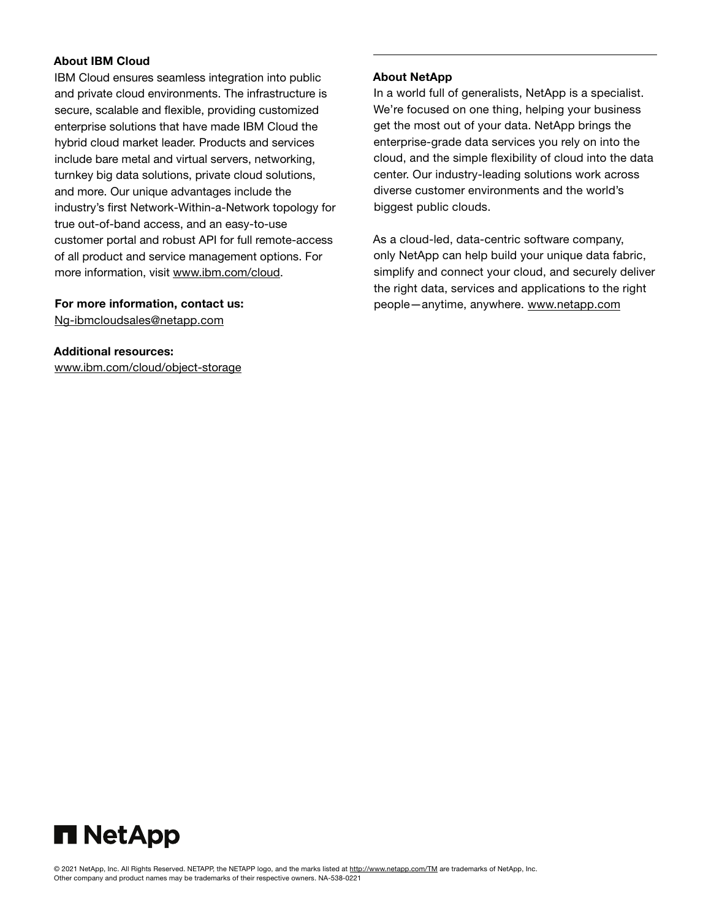### About IBM Cloud

IBM Cloud ensures seamless integration into public and private cloud environments. The infrastructure is secure, scalable and flexible, providing customized enterprise solutions that have made IBM Cloud the hybrid cloud market leader. Products and services include bare metal and virtual servers, networking, turnkey big data solutions, private cloud solutions, and more. Our unique advantages include the industry's first Network-Within-a-Network topology for true out-of-band access, and an easy-to-use customer portal and robust API for full remote-access of all product and service management options. For more information, visit www.ibm.com/cloud.

**For more information, contact us:**
Ng-ibmcloudsales@netapp.com

**Additional resources:**
www.ibm.com/cloud/object-storage

### About NetApp

In a world full of generalists, NetApp is a specialist. We're focused on one thing, helping your business get the most out of your data. NetApp brings the enterprise-grade data services you rely on into the cloud, and the simple flexibility of cloud into the data center. Our industry-leading solutions work across diverse customer environments and the world's biggest public clouds.

As a cloud-led, data-centric software company, only NetApp can help build your unique data fabric, simplify and connect your cloud, and securely deliver the right data, services and applications to the right people—anytime, anywhere. www.netapp.com

NetApp

© 2021 NetApp, Inc. All Rights Reserved. NETAPP, the NETAPP logo, and the marks listed at http://www.netapp.com/TM are trademarks of NetApp, Inc. Other company and product names may be trademarks of their respective owners. NA-538-0221